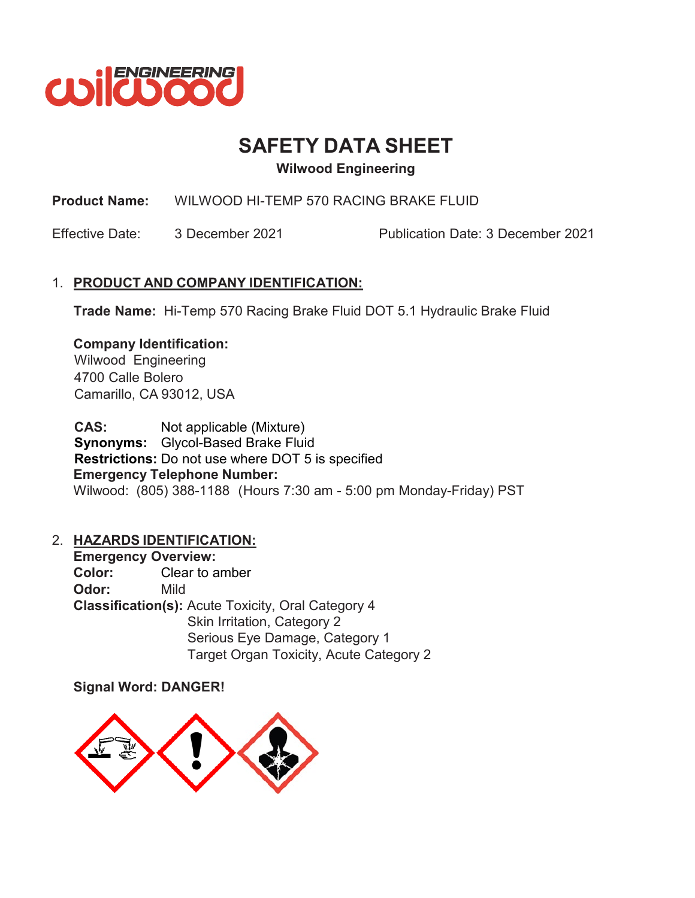# SAFETY DATA SHEET

**Wilwood Engineering**

**Product Name:** WILWOOD HI-TEMP 570 RACING BRAKE FLUID

Effective Date: 3 December 2021 Publication Date: 3 December 2021

## 1. PRODUCT AND COMPANY IDENTIFICATION:

**Trade Name:** Hi-Temp 570 Racing Brake Fluid DOT 5.1 Hydraulic Brake Fluid

**Company Identification:**
Wilwood Engineering
4700 Calle Bolero
Camarillo, CA 93012, USA

**CAS:** Not applicable (Mixture)
**Synonyms:** Glycol-Based Brake Fluid
**Restrictions:** Do not use where DOT 5 is specified
**Emergency Telephone Number:**
Wilwood: (805) 388-1188 (Hours 7:30 am - 5:00 pm Monday-Friday) PST

## 2. HAZARDS IDENTIFICATION:

**Emergency Overview:**
**Color:** Clear to amber
**Odor:** Mild
**Classification(s):** Acute Toxicity, Oral Category 4
Skin Irritation, Category 2
Serious Eye Damage, Category 1
Target Organ Toxicity, Acute Category 2

**Signal Word: DANGER!**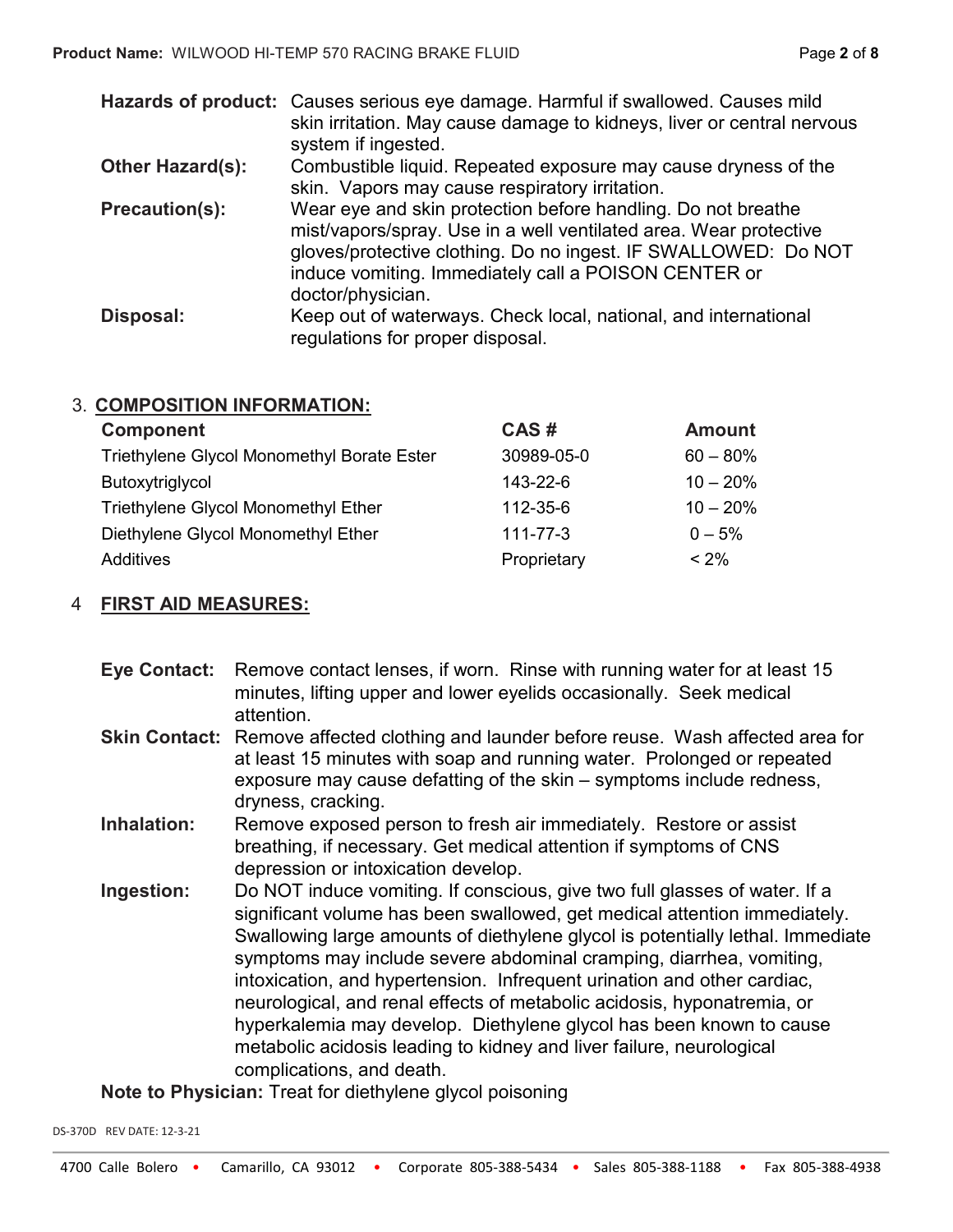**Hazards of product:** Causes serious eye damage. Harmful if swallowed. Causes mild skin irritation. May cause damage to kidneys, liver or central nervous system if ingested.

**Other Hazard(s):** Combustible liquid. Repeated exposure may cause dryness of the skin. Vapors may cause respiratory irritation.

**Precaution(s):** Wear eye and skin protection before handling. Do not breathe mist/vapors/spray. Use in a well ventilated area. Wear protective gloves/protective clothing. Do no ingest. IF SWALLOWED: Do NOT induce vomiting. Immediately call a POISON CENTER or doctor/physician.

**Disposal:** Keep out of waterways. Check local, national, and international regulations for proper disposal.

## 3. COMPOSITION INFORMATION:

| Component | CAS # | Amount |
|---|---|---|
| Triethylene Glycol Monomethyl Borate Ester | 30989-05-0 | 60 – 80% |
| Butoxytriglycol | 143-22-6 | 10 – 20% |
| Triethylene Glycol Monomethyl Ether | 112-35-6 | 10 – 20% |
| Diethylene Glycol Monomethyl Ether | 111-77-3 | 0 – 5% |
| Additives | Proprietary | < 2% |

## 4 FIRST AID MEASURES:

**Eye Contact:** Remove contact lenses, if worn. Rinse with running water for at least 15 minutes, lifting upper and lower eyelids occasionally. Seek medical attention.

**Skin Contact:** Remove affected clothing and launder before reuse. Wash affected area for at least 15 minutes with soap and running water. Prolonged or repeated exposure may cause defatting of the skin – symptoms include redness, dryness, cracking.

**Inhalation:** Remove exposed person to fresh air immediately. Restore or assist breathing, if necessary. Get medical attention if symptoms of CNS depression or intoxication develop.

**Ingestion:** Do NOT induce vomiting. If conscious, give two full glasses of water. If a significant volume has been swallowed, get medical attention immediately. Swallowing large amounts of diethylene glycol is potentially lethal. Immediate symptoms may include severe abdominal cramping, diarrhea, vomiting, intoxication, and hypertension. Infrequent urination and other cardiac, neurological, and renal effects of metabolic acidosis, hyponatremia, or hyperkalemia may develop. Diethylene glycol has been known to cause metabolic acidosis leading to kidney and liver failure, neurological complications, and death.

**Note to Physician:** Treat for diethylene glycol poisoning

DS-370D REV DATE: 12-3-21

4700 Calle Bolero • Camarillo, CA 93012 • Corporate 805-388-5434 • Sales 805-388-1188 • Fax 805-388-4938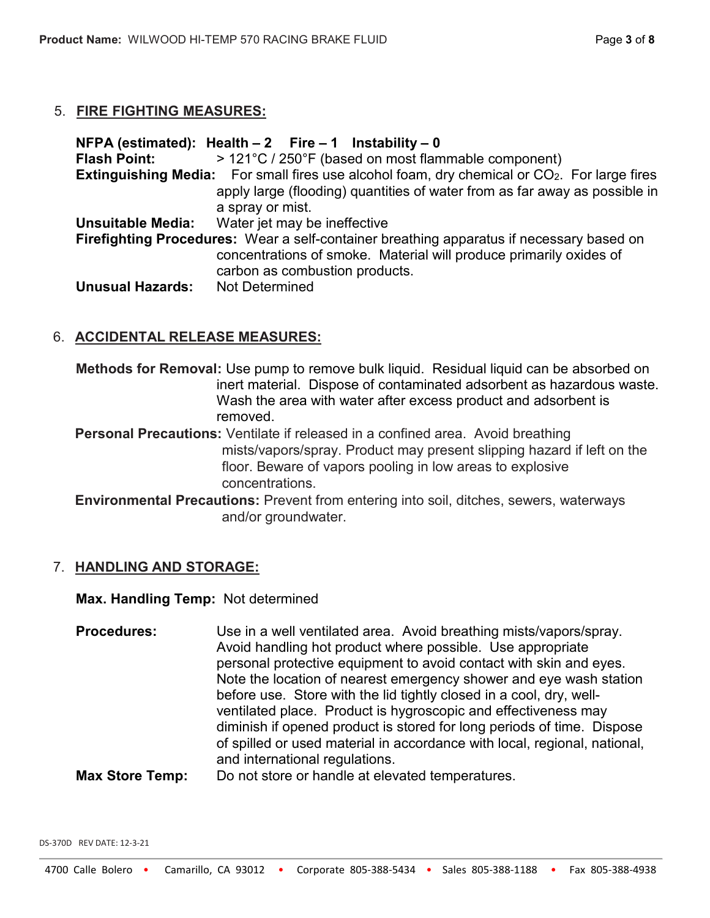## 5. FIRE FIGHTING MEASURES:

**NFPA (estimated): Health – 2  Fire – 1  Instability – 0**

**Flash Point:** > 121°C / 250°F (based on most flammable component)

**Extinguishing Media:** For small fires use alcohol foam, dry chemical or $CO_2$. For large fires apply large (flooding) quantities of water from as far away as possible in a spray or mist.

**Unsuitable Media:** Water jet may be ineffective

**Firefighting Procedures:** Wear a self-container breathing apparatus if necessary based on concentrations of smoke. Material will produce primarily oxides of carbon as combustion products.

**Unusual Hazards:** Not Determined

## 6. ACCIDENTAL RELEASE MEASURES:

**Methods for Removal:** Use pump to remove bulk liquid. Residual liquid can be absorbed on inert material. Dispose of contaminated adsorbent as hazardous waste. Wash the area with water after excess product and adsorbent is removed.

**Personal Precautions:** Ventilate if released in a confined area. Avoid breathing mists/vapors/spray. Product may present slipping hazard if left on the floor. Beware of vapors pooling in low areas to explosive concentrations.

**Environmental Precautions:** Prevent from entering into soil, ditches, sewers, waterways and/or groundwater.

## 7. HANDLING AND STORAGE:

**Max. Handling Temp:** Not determined

**Procedures:** Use in a well ventilated area. Avoid breathing mists/vapors/spray. Avoid handling hot product where possible. Use appropriate personal protective equipment to avoid contact with skin and eyes. Note the location of nearest emergency shower and eye wash station before use. Store with the lid tightly closed in a cool, dry, well-ventilated place. Product is hygroscopic and effectiveness may diminish if opened product is stored for long periods of time. Dispose of spilled or used material in accordance with local, regional, national, and international regulations.

**Max Store Temp:** Do not store or handle at elevated temperatures.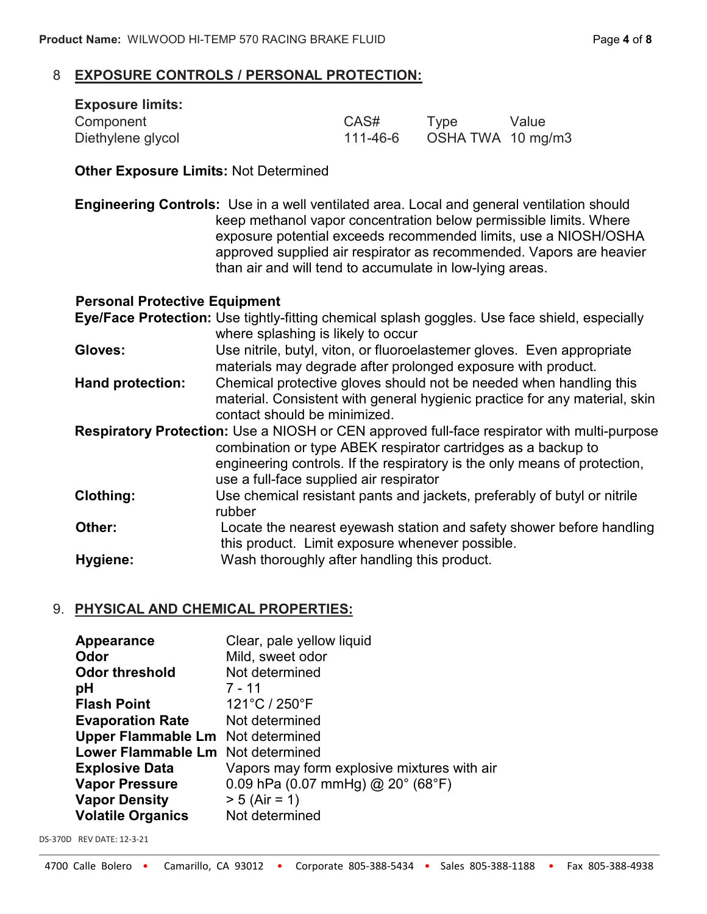## 8 EXPOSURE CONTROLS / PERSONAL PROTECTION:

**Exposure limits:**

| Component | CAS# | Type | Value |
|---|---|---|---|
| Diethylene glycol | 111-46-6 | OSHA TWA | 10 mg/m3 |

**Other Exposure Limits:** Not Determined

**Engineering Controls:** Use in a well ventilated area. Local and general ventilation should keep methanol vapor concentration below permissible limits. Where exposure potential exceeds recommended limits, use a NIOSH/OSHA approved supplied air respirator as recommended. Vapors are heavier than air and will tend to accumulate in low-lying areas.

**Personal Protective Equipment**

**Eye/Face Protection:** Use tightly-fitting chemical splash goggles. Use face shield, especially where splashing is likely to occur

**Gloves:** Use nitrile, butyl, viton, or fluoroelastemer gloves. Even appropriate materials may degrade after prolonged exposure with product.

**Hand protection:** Chemical protective gloves should not be needed when handling this material. Consistent with general hygienic practice for any material, skin contact should be minimized.

**Respiratory Protection:** Use a NIOSH or CEN approved full-face respirator with multi-purpose combination or type ABEK respirator cartridges as a backup to engineering controls. If the respiratory is the only means of protection, use a full-face supplied air respirator

**Clothing:** Use chemical resistant pants and jackets, preferably of butyl or nitrile rubber

**Other:** Locate the nearest eyewash station and safety shower before handling this product. Limit exposure whenever possible.

**Hygiene:** Wash thoroughly after handling this product.

## 9. PHYSICAL AND CHEMICAL PROPERTIES:

| | |
|---|---|
| **Appearance** | Clear, pale yellow liquid |
| **Odor** | Mild, sweet odor |
| **Odor threshold** | Not determined |
| **pH** | 7 - 11 |
| **Flash Point** | 121°C / 250°F |
| **Evaporation Rate** | Not determined |
| **Upper Flammable Lm** | Not determined |
| **Lower Flammable Lm** | Not determined |
| **Explosive Data** | Vapors may form explosive mixtures with air |
| **Vapor Pressure** | 0.09 hPa (0.07 mmHg) @ 20° (68°F) |
| **Vapor Density** | > 5 (Air = 1) |
| **Volatile Organics** | Not determined |

DS-370D REV DATE: 12-3-21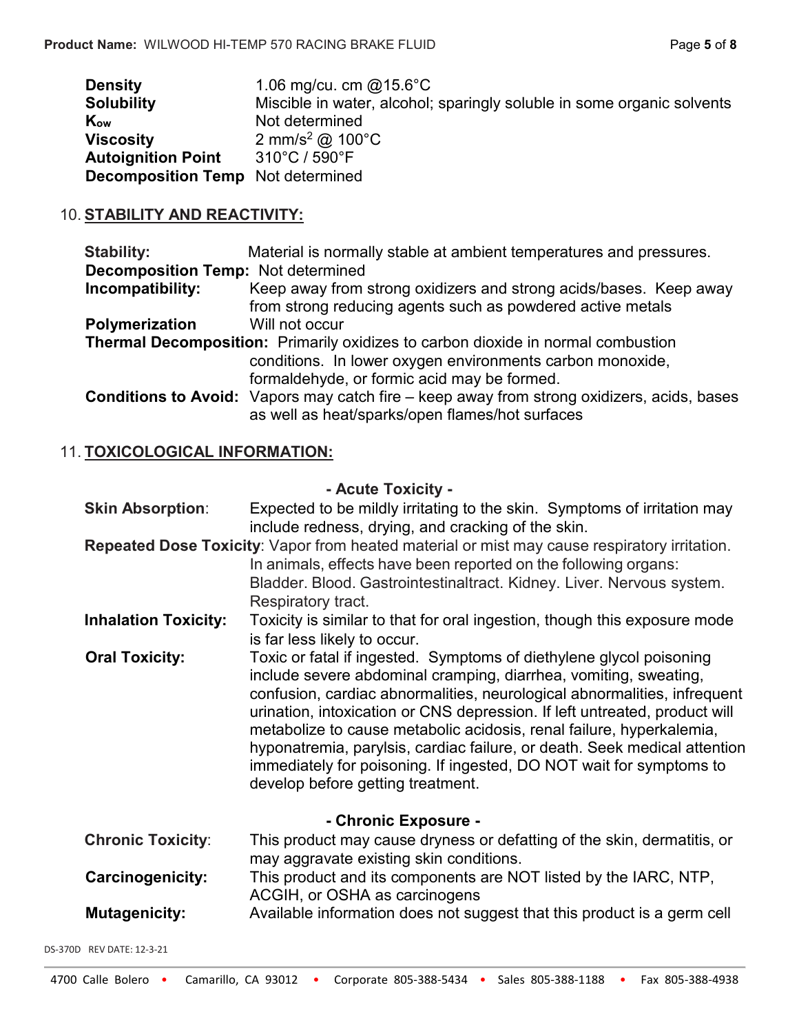| | |
|---|---|
| **Density** | 1.06 mg/cu. cm @15.6°C |
| **Solubility** | Miscible in water, alcohol; sparingly soluble in some organic solvents |
| **$K_{ow}$** | Not determined |
| **Viscosity** | 2 $mm/s^2$ @ 100°C |
| **Autoignition Point** | 310°C / 590°F |
| **Decomposition Temp** | Not determined |

## 10. STABILITY AND REACTIVITY:

**Stability:** Material is normally stable at ambient temperatures and pressures.

**Decomposition Temp:** Not determined

**Incompatibility:** Keep away from strong oxidizers and strong acids/bases. Keep away from strong reducing agents such as powdered active metals

**Polymerization** Will not occur

**Thermal Decomposition:** Primarily oxidizes to carbon dioxide in normal combustion conditions. In lower oxygen environments carbon monoxide, formaldehyde, or formic acid may be formed.

**Conditions to Avoid:** Vapors may catch fire – keep away from strong oxidizers, acids, bases as well as heat/sparks/open flames/hot surfaces

## 11. TOXICOLOGICAL INFORMATION:

**- Acute Toxicity -**

**Skin Absorption:** Expected to be mildly irritating to the skin. Symptoms of irritation may include redness, drying, and cracking of the skin.

**Repeated Dose Toxicity:** Vapor from heated material or mist may cause respiratory irritation. In animals, effects have been reported on the following organs: Bladder. Blood. Gastrointestinaltract. Kidney. Liver. Nervous system. Respiratory tract.

**Inhalation Toxicity:** Toxicity is similar to that for oral ingestion, though this exposure mode is far less likely to occur.

**Oral Toxicity:** Toxic or fatal if ingested. Symptoms of diethylene glycol poisoning include severe abdominal cramping, diarrhea, vomiting, sweating, confusion, cardiac abnormalities, neurological abnormalities, infrequent urination, intoxication or CNS depression. If left untreated, product will metabolize to cause metabolic acidosis, renal failure, hyperkalemia, hyponatremia, parylsis, cardiac failure, or death. Seek medical attention immediately for poisoning. If ingested, DO NOT wait for symptoms to develop before getting treatment.

**- Chronic Exposure -**

**Chronic Toxicity:** This product may cause dryness or defatting of the skin, dermatitis, or may aggravate existing skin conditions.

**Carcinogenicity:** This product and its components are NOT listed by the IARC, NTP, ACGIH, or OSHA as carcinogens

**Mutagenicity:** Available information does not suggest that this product is a germ cell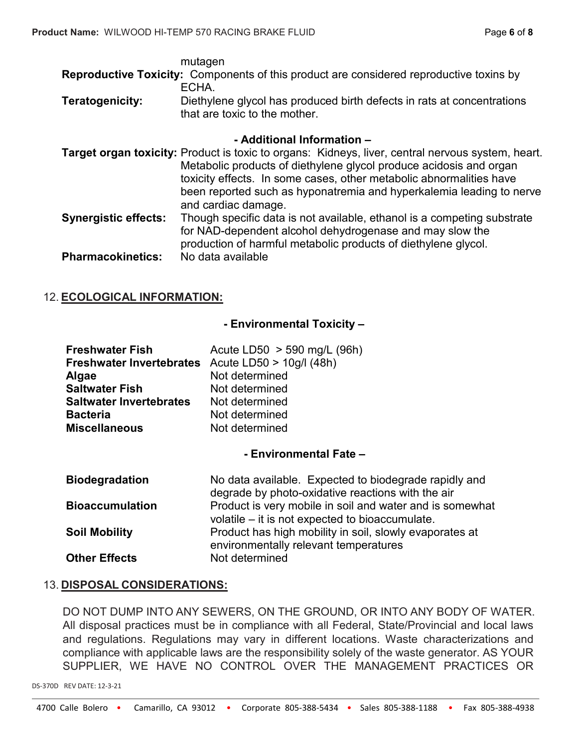mutagen

**Reproductive Toxicity:** Components of this product are considered reproductive toxins by ECHA.

**Teratogenicity:** Diethylene glycol has produced birth defects in rats at concentrations that are toxic to the mother.

**- Additional Information –**

**Target organ toxicity:** Product is toxic to organs: Kidneys, liver, central nervous system, heart. Metabolic products of diethylene glycol produce acidosis and organ toxicity effects. In some cases, other metabolic abnormalities have been reported such as hyponatremia and hyperkalemia leading to nerve and cardiac damage.

**Synergistic effects:** Though specific data is not available, ethanol is a competing substrate for NAD-dependent alcohol dehydrogenase and may slow the production of harmful metabolic products of diethylene glycol.

**Pharmacokinetics:** No data available

## 12. ECOLOGICAL INFORMATION:

**- Environmental Toxicity –**

| | |
|---|---|
| **Freshwater Fish** | Acute LD50 > 590 mg/L (96h) |
| **Freshwater Invertebrates** | Acute LD50 > 10g/l (48h) |
| **Algae** | Not determined |
| **Saltwater Fish** | Not determined |
| **Saltwater Invertebrates** | Not determined |
| **Bacteria** | Not determined |
| **Miscellaneous** | Not determined |

**- Environmental Fate –**

| | |
|---|---|
| **Biodegradation** | No data available. Expected to biodegrade rapidly and degrade by photo-oxidative reactions with the air |
| **Bioaccumulation** | Product is very mobile in soil and water and is somewhat volatile – it is not expected to bioaccumulate. |
| **Soil Mobility** | Product has high mobility in soil, slowly evaporates at environmentally relevant temperatures |
| **Other Effects** | Not determined |

## 13. DISPOSAL CONSIDERATIONS:

DO NOT DUMP INTO ANY SEWERS, ON THE GROUND, OR INTO ANY BODY OF WATER. All disposal practices must be in compliance with all Federal, State/Provincial and local laws and regulations. Regulations may vary in different locations. Waste characterizations and compliance with applicable laws are the responsibility solely of the waste generator. AS YOUR SUPPLIER, WE HAVE NO CONTROL OVER THE MANAGEMENT PRACTICES OR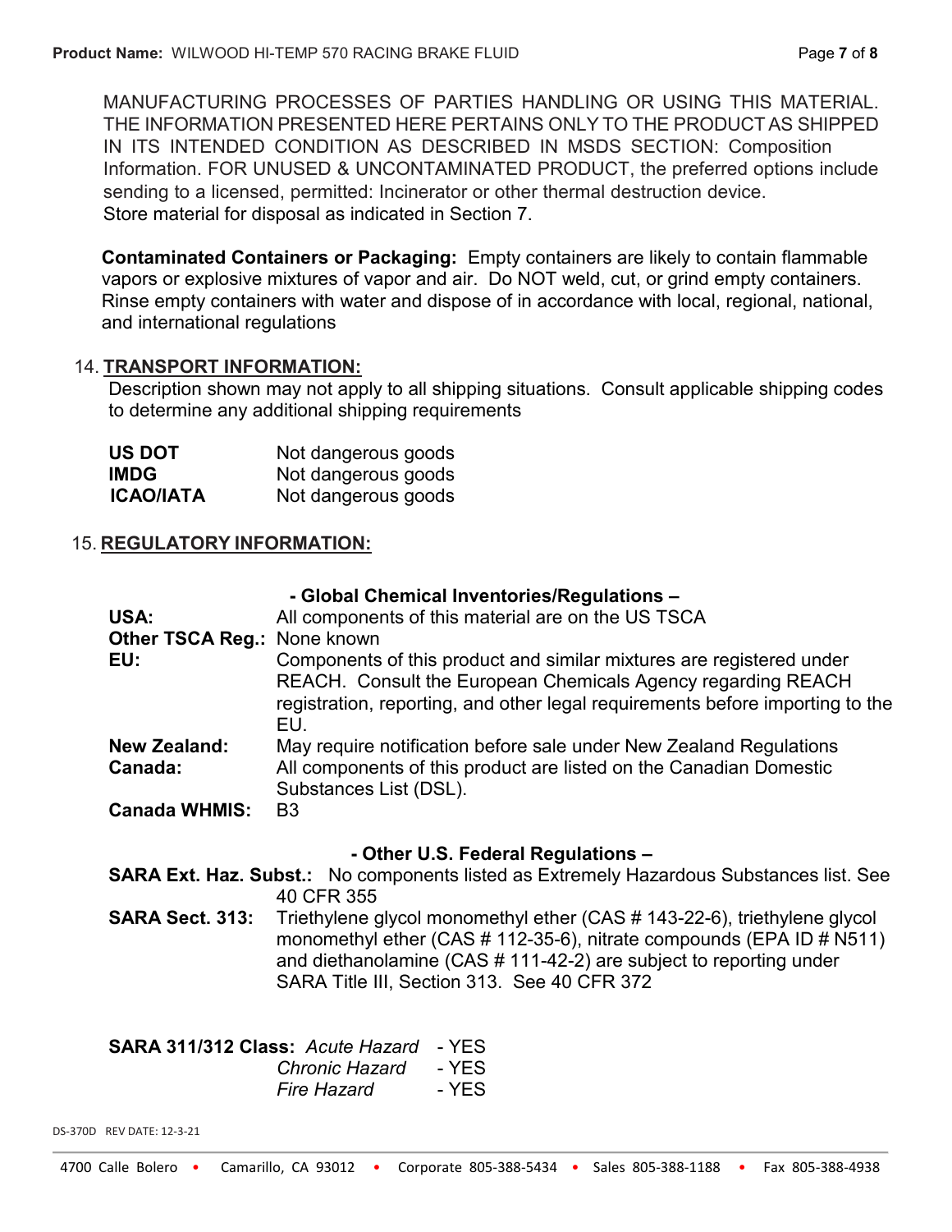MANUFACTURING PROCESSES OF PARTIES HANDLING OR USING THIS MATERIAL. THE INFORMATION PRESENTED HERE PERTAINS ONLY TO THE PRODUCT AS SHIPPED IN ITS INTENDED CONDITION AS DESCRIBED IN MSDS SECTION: Composition Information. FOR UNUSED & UNCONTAMINATED PRODUCT, the preferred options include sending to a licensed, permitted: Incinerator or other thermal destruction device. Store material for disposal as indicated in Section 7.

**Contaminated Containers or Packaging:** Empty containers are likely to contain flammable vapors or explosive mixtures of vapor and air. Do NOT weld, cut, or grind empty containers. Rinse empty containers with water and dispose of in accordance with local, regional, national, and international regulations

## 14. TRANSPORT INFORMATION:

Description shown may not apply to all shipping situations. Consult applicable shipping codes to determine any additional shipping requirements

| | |
|---|---|
| **US DOT** | Not dangerous goods |
| **IMDG** | Not dangerous goods |
| **ICAO/IATA** | Not dangerous goods |

## 15. REGULATORY INFORMATION:

**- Global Chemical Inventories/Regulations –**

| | |
|---|---|
| **USA:** | All components of this material are on the US TSCA |
| **Other TSCA Reg.:** | None known |
| **EU:** | Components of this product and similar mixtures are registered under REACH. Consult the European Chemicals Agency regarding REACH registration, reporting, and other legal requirements before importing to the EU. |
| **New Zealand:** | May require notification before sale under New Zealand Regulations |
| **Canada:** | All components of this product are listed on the Canadian Domestic Substances List (DSL). |
| **Canada WHMIS:** | B3 |

**- Other U.S. Federal Regulations –**

| | |
|---|---|
| **SARA Ext. Haz. Subst.:** | No components listed as Extremely Hazardous Substances list. See 40 CFR 355 |
| **SARA Sect. 313:** | Triethylene glycol monomethyl ether (CAS # 143-22-6), triethylene glycol monomethyl ether (CAS # 112-35-6), nitrate compounds (EPA ID # N511) and diethanolamine (CAS # 111-42-2) are subject to reporting under SARA Title III, Section 313. See 40 CFR 372 |

| | | |
|---|---|---|
| **SARA 311/312 Class:** | *Acute Hazard* | - YES |
| | *Chronic Hazard* | - YES |
| | *Fire Hazard* | - YES |

DS-370D REV DATE: 12-3-21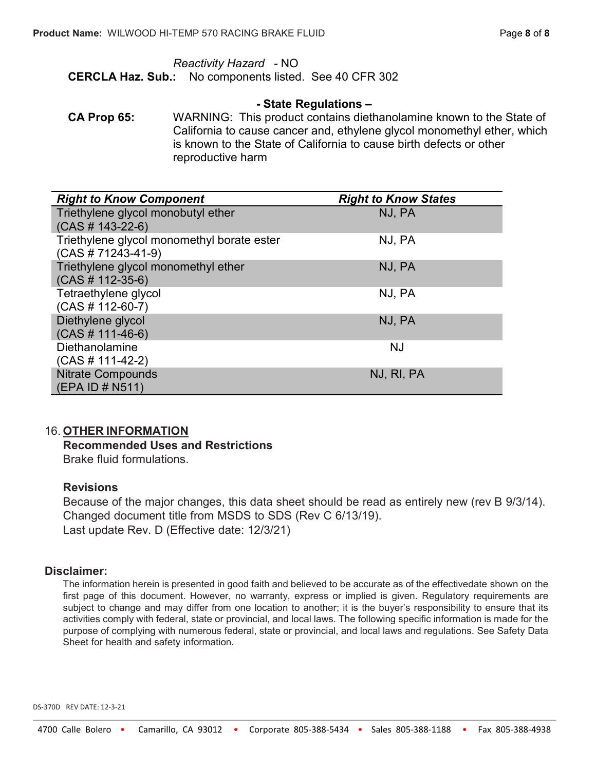*Reactivity Hazard* - NO

**CERCLA Haz. Sub.:** No components listed. See 40 CFR 302

**- State Regulations –**

**CA Prop 65:** WARNING: This product contains diethanolamine known to the State of California to cause cancer and, ethylene glycol monomethyl ether, which is known to the State of California to cause birth defects or other reproductive harm

| ***Right to Know Component*** | ***Right to Know States*** |
| --- | --- |
| Triethylene glycol monobutyl ether (CAS # 143-22-6) | NJ, PA |
| Triethylene glycol monomethyl borate ester (CAS # 71243-41-9) | NJ, PA |
| Triethylene glycol monomethyl ether (CAS # 112-35-6) | NJ, PA |
| Tetraethylene glycol (CAS # 112-60-7) | NJ, PA |
| Diethylene glycol (CAS # 111-46-6) | NJ, PA |
| Diethanolamine (CAS # 111-42-2) | NJ |
| Nitrate Compounds (EPA ID # N511) | NJ, RI, PA |

## 16. OTHER INFORMATION

**Recommended Uses and Restrictions**

Brake fluid formulations.

**Revisions**

Because of the major changes, this data sheet should be read as entirely new (rev B 9/3/14).
Changed document title from MSDS to SDS (Rev C 6/13/19).
Last update Rev. D (Effective date: 12/3/21)

**Disclaimer:**

The information herein is presented in good faith and believed to be accurate as of the effectivedate shown on the first page of this document. However, no warranty, express or implied is given. Regulatory requirements are subject to change and may differ from one location to another; it is the buyer's responsibility to ensure that its activities comply with federal, state or provincial, and local laws. The following specific information is made for the purpose of complying with numerous federal, state or provincial, and local laws and regulations. See Safety Data Sheet for health and safety information.

DS-370D REV DATE: 12-3-21

4700 Calle Bolero • Camarillo, CA 93012 • Corporate 805-388-5434 • Sales 805-388-1188 • Fax 805-388-4938